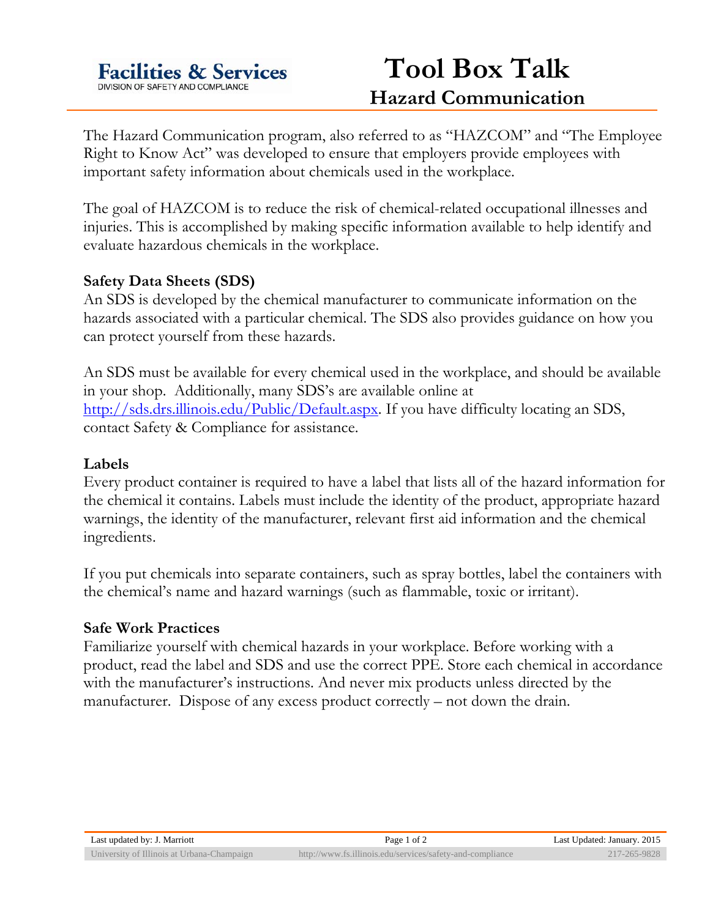Facilities & Services
DIVISION OF SAFETY AND COMPLIANCE

# Tool Box Talk

## Hazard Communication

The Hazard Communication program, also referred to as "HAZCOM" and "The Employee Right to Know Act" was developed to ensure that employers provide employees with important safety information about chemicals used in the workplace.

The goal of HAZCOM is to reduce the risk of chemical-related occupational illnesses and injuries. This is accomplished by making specific information available to help identify and evaluate hazardous chemicals in the workplace.

**Safety Data Sheets (SDS)**
An SDS is developed by the chemical manufacturer to communicate information on the hazards associated with a particular chemical. The SDS also provides guidance on how you can protect yourself from these hazards.

An SDS must be available for every chemical used in the workplace, and should be available in your shop. Additionally, many SDS's are available online at http://sds.drs.illinois.edu/Public/Default.aspx. If you have difficulty locating an SDS, contact Safety & Compliance for assistance.

**Labels**
Every product container is required to have a label that lists all of the hazard information for the chemical it contains. Labels must include the identity of the product, appropriate hazard warnings, the identity of the manufacturer, relevant first aid information and the chemical ingredients.

If you put chemicals into separate containers, such as spray bottles, label the containers with the chemical's name and hazard warnings (such as flammable, toxic or irritant).

**Safe Work Practices**
Familiarize yourself with chemical hazards in your workplace. Before working with a product, read the label and SDS and use the correct PPE. Store each chemical in accordance with the manufacturer's instructions. And never mix products unless directed by the manufacturer. Dispose of any excess product correctly – not down the drain.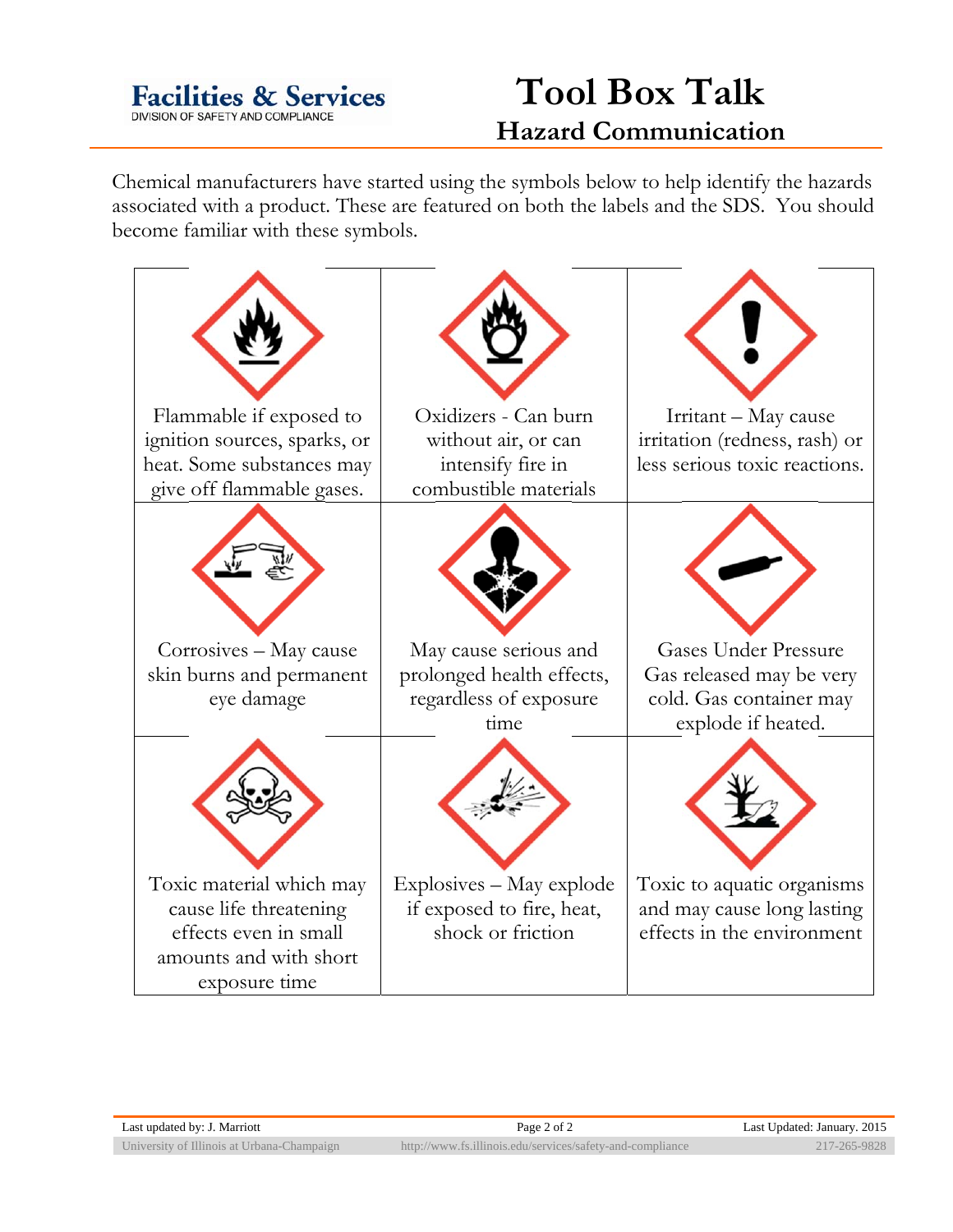Facilities & Services
DIVISION OF SAFETY AND COMPLIANCE

# Tool Box Talk

## Hazard Communication

Chemical manufacturers have started using the symbols below to help identify the hazards associated with a product. These are featured on both the labels and the SDS. You should become familiar with these symbols.

| | | |
|---|---|---|
| Flammable if exposed to ignition sources, sparks, or heat. Some substances may give off flammable gases. | Oxidizers - Can burn without air, or can intensify fire in combustible materials | Irritant – May cause irritation (redness, rash) or less serious toxic reactions. |
| Corrosives – May cause skin burns and permanent eye damage | May cause serious and prolonged health effects, regardless of exposure time | Gases Under Pressure Gas released may be very cold. Gas container may explode if heated. |
| Toxic material which may cause life threatening effects even in small amounts and with short exposure time | Explosives – May explode if exposed to fire, heat, shock or friction | Toxic to aquatic organisms and may cause long lasting effects in the environment |

Last updated by: J. Marriott
Last Updated: January. 2015
University of Illinois at Urbana-Champaign
http://www.fs.illinois.edu/services/safety-and-compliance
217-265-9828